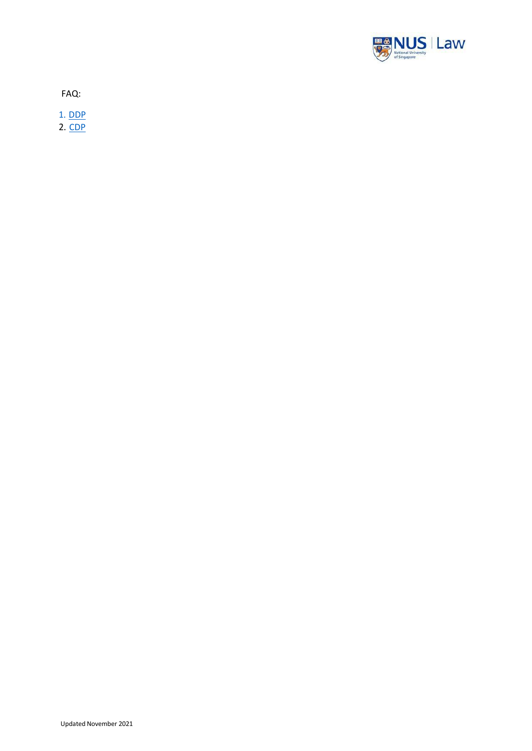FAQ:

1. DDP
2. CDP

Updated November 2021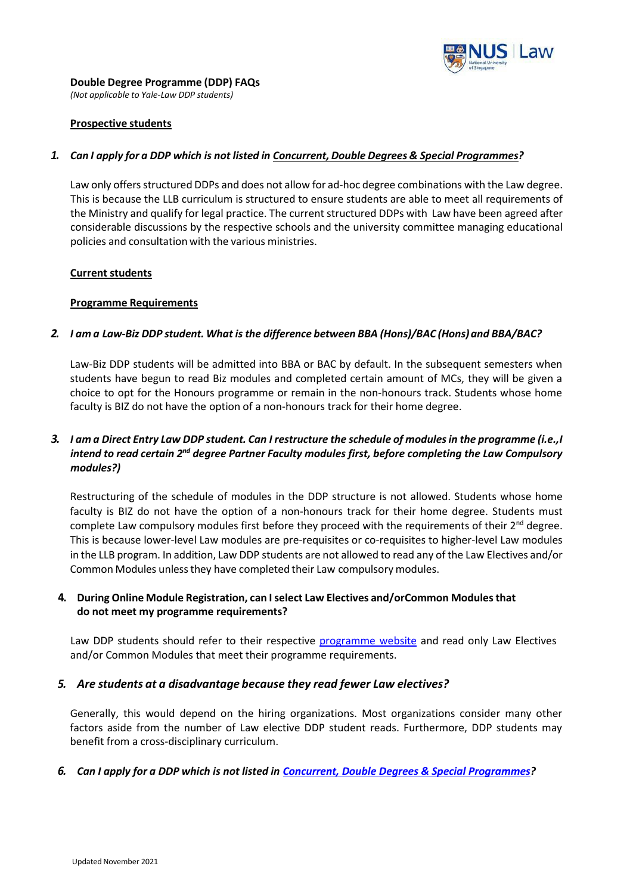**Double Degree Programme (DDP) FAQs**
*(Not applicable to Yale-Law DDP students)*

**Prospective students**

***1. Can I apply for a DDP which is not listed in Concurrent, Double Degrees & Special Programmes?***

Law only offers structured DDPs and does not allow for ad-hoc degree combinations with the Law degree. This is because the LLB curriculum is structured to ensure students are able to meet all requirements of the Ministry and qualify for legal practice. The current structured DDPs with Law have been agreed after considerable discussions by the respective schools and the university committee managing educational policies and consultation with the various ministries.

**Current students**

**Programme Requirements**

***2. I am a Law-Biz DDP student. What is the difference between BBA (Hons)/BAC (Hons) and BBA/BAC?***

Law-Biz DDP students will be admitted into BBA or BAC by default. In the subsequent semesters when students have begun to read Biz modules and completed certain amount of MCs, they will be given a choice to opt for the Honours programme or remain in the non-honours track. Students whose home faculty is BIZ do not have the option of a non-honours track for their home degree.

***3. I am a Direct Entry Law DDP student. Can I restructure the schedule of modules in the programme (i.e., I intend to read certain 2nd degree Partner Faculty modules first, before completing the Law Compulsory modules?)***

Restructuring of the schedule of modules in the DDP structure is not allowed. Students whose home faculty is BIZ do not have the option of a non-honours track for their home degree. Students must complete Law compulsory modules first before they proceed with the requirements of their 2nd degree. This is because lower-level Law modules are pre-requisites or co-requisites to higher-level Law modules in the LLB program. In addition, Law DDP students are not allowed to read any of the Law Electives and/or Common Modules unless they have completed their Law compulsory modules.

**4. During Online Module Registration, can I select Law Electives and/orCommon Modules that do not meet my programme requirements?**

Law DDP students should refer to their respective programme website and read only Law Electives and/or Common Modules that meet their programme requirements.

***5. Are students at a disadvantage because they read fewer Law electives?***

Generally, this would depend on the hiring organizations. Most organizations consider many other factors aside from the number of Law elective DDP student reads. Furthermore, DDP students may benefit from a cross-disciplinary curriculum.

***6. Can I apply for a DDP which is not listed in Concurrent, Double Degrees & Special Programmes?***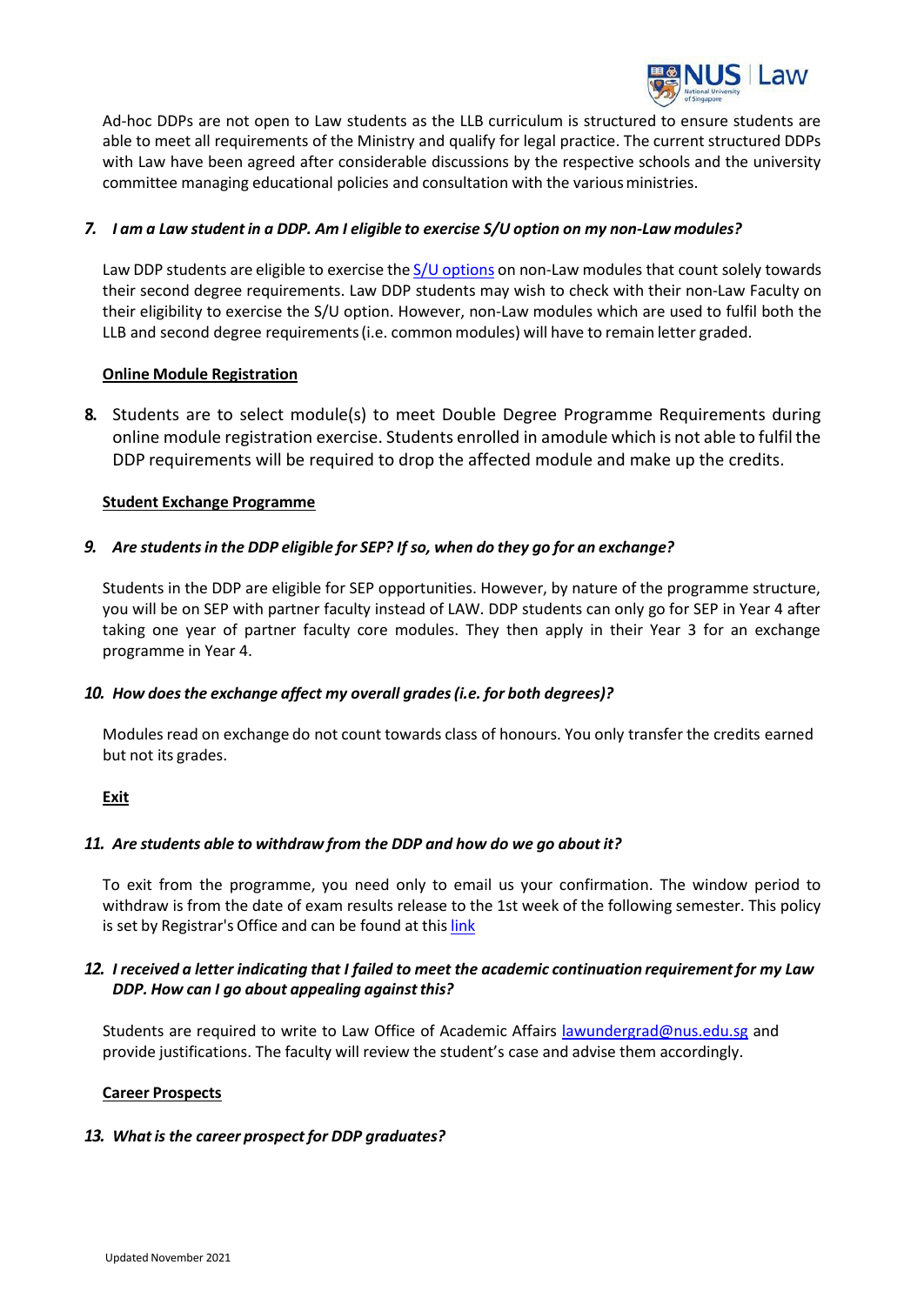Ad-hoc DDPs are not open to Law students as the LLB curriculum is structured to ensure students are able to meet all requirements of the Ministry and qualify for legal practice. The current structured DDPs with Law have been agreed after considerable discussions by the respective schools and the university committee managing educational policies and consultation with the various ministries.

***7. I am a Law student in a DDP. Am I eligible to exercise S/U option on my non-Law modules?***

Law DDP students are eligible to exercise the S/U options on non-Law modules that count solely towards their second degree requirements. Law DDP students may wish to check with their non-Law Faculty on their eligibility to exercise the S/U option. However, non-Law modules which are used to fulfil both the LLB and second degree requirements (i.e. common modules) will have to remain letter graded.

**Online Module Registration**

**8.** Students are to select module(s) to meet Double Degree Programme Requirements during online module registration exercise. Students enrolled in amodule which is not able to fulfil the DDP requirements will be required to drop the affected module and make up the credits.

**Student Exchange Programme**

***9. Are students in the DDP eligible for SEP? If so, when do they go for an exchange?***

Students in the DDP are eligible for SEP opportunities. However, by nature of the programme structure, you will be on SEP with partner faculty instead of LAW. DDP students can only go for SEP in Year 4 after taking one year of partner faculty core modules. They then apply in their Year 3 for an exchange programme in Year 4.

***10. How does the exchange affect my overall grades (i.e. for both degrees)?***

Modules read on exchange do not count towards class of honours. You only transfer the credits earned but not its grades.

**Exit**

***11. Are students able to withdraw from the DDP and how do we go about it?***

To exit from the programme, you need only to email us your confirmation. The window period to withdraw is from the date of exam results release to the 1st week of the following semester. This policy is set by Registrar's Office and can be found at this link

***12. I received a letter indicating that I failed to meet the academic continuation requirement for my Law DDP. How can I go about appealing against this?***

Students are required to write to Law Office of Academic Affairs lawundergrad@nus.edu.sg and provide justifications. The faculty will review the student's case and advise them accordingly.

**Career Prospects**

***13. What is the career prospect for DDP graduates?***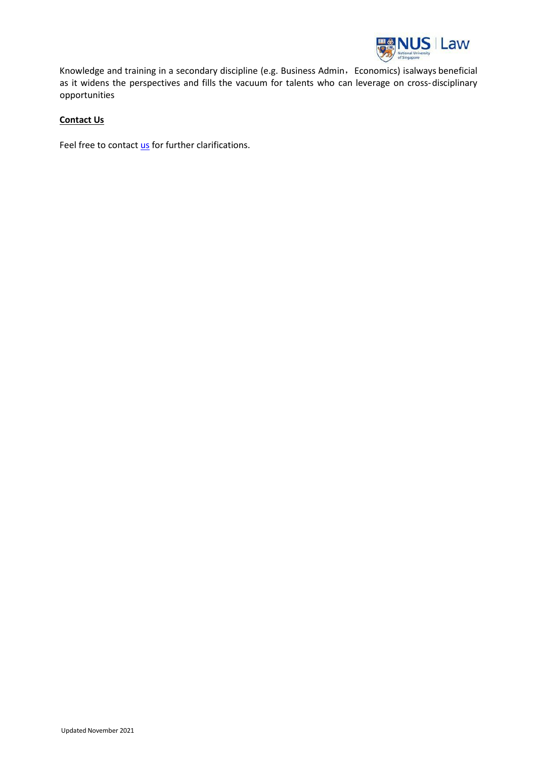Knowledge and training in a secondary discipline (e.g. Business Admin， Economics) isalways beneficial as it widens the perspectives and fills the vacuum for talents who can leverage on cross-disciplinary opportunities

**Contact Us**

Feel free to contact us for further clarifications.

Updated November 2021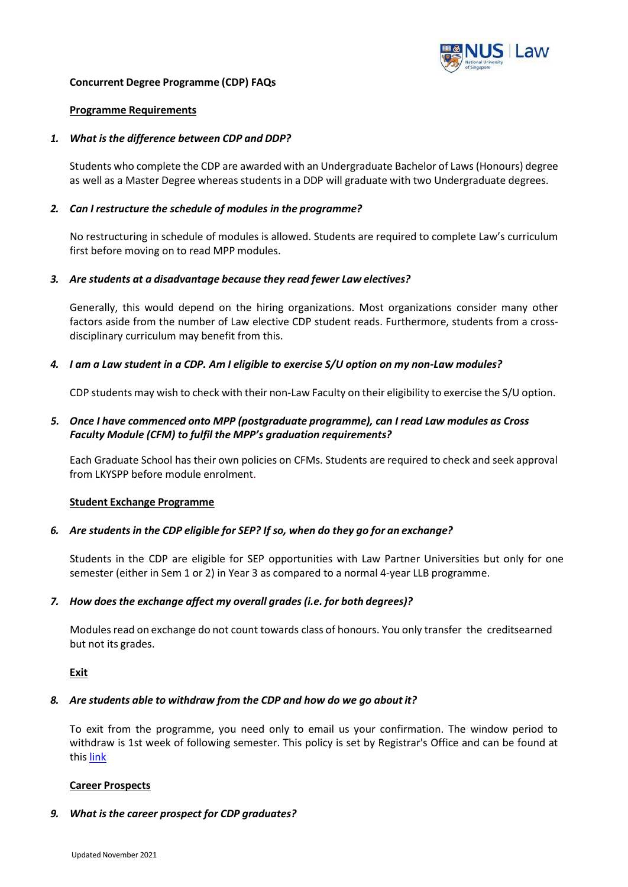**Concurrent Degree Programme (CDP) FAQs**

**Programme Requirements**

***1. What is the difference between CDP and DDP?***

Students who complete the CDP are awarded with an Undergraduate Bachelor of Laws (Honours) degree as well as a Master Degree whereas students in a DDP will graduate with two Undergraduate degrees.

***2. Can I restructure the schedule of modules in the programme?***

No restructuring in schedule of modules is allowed. Students are required to complete Law's curriculum first before moving on to read MPP modules.

***3. Are students at a disadvantage because they read fewer Law electives?***

Generally, this would depend on the hiring organizations. Most organizations consider many other factors aside from the number of Law elective CDP student reads. Furthermore, students from a cross-disciplinary curriculum may benefit from this.

***4. I am a Law student in a CDP. Am I eligible to exercise S/U option on my non-Law modules?***

CDP students may wish to check with their non-Law Faculty on their eligibility to exercise the S/U option.

***5. Once I have commenced onto MPP (postgraduate programme), can I read Law modules as Cross Faculty Module (CFM) to fulfil the MPP's graduation requirements?***

Each Graduate School has their own policies on CFMs. Students are required to check and seek approval from LKYSPP before module enrolment.

**Student Exchange Programme**

***6. Are students in the CDP eligible for SEP? If so, when do they go for an exchange?***

Students in the CDP are eligible for SEP opportunities with Law Partner Universities but only for one semester (either in Sem 1 or 2) in Year 3 as compared to a normal 4-year LLB programme.

***7. How does the exchange affect my overall grades (i.e. for both degrees)?***

Modules read on exchange do not count towards class of honours. You only transfer the creditsearned but not its grades.

**Exit**

***8. Are students able to withdraw from the CDP and how do we go about it?***

To exit from the programme, you need only to email us your confirmation. The window period to withdraw is 1st week of following semester. This policy is set by Registrar's Office and can be found at this link

**Career Prospects**

***9. What is the career prospect for CDP graduates?***

Updated November 2021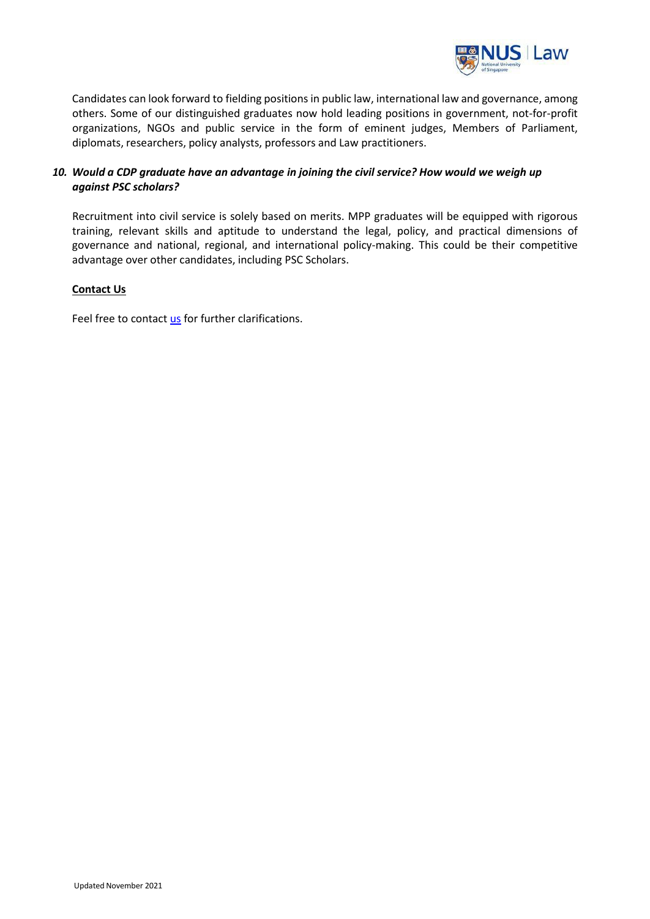Candidates can look forward to fielding positions in public law, international law and governance, among others. Some of our distinguished graduates now hold leading positions in government, not-for-profit organizations, NGOs and public service in the form of eminent judges, Members of Parliament, diplomats, researchers, policy analysts, professors and Law practitioners.

***10. Would a CDP graduate have an advantage in joining the civil service? How would we weigh up against PSC scholars?***

Recruitment into civil service is solely based on merits. MPP graduates will be equipped with rigorous training, relevant skills and aptitude to understand the legal, policy, and practical dimensions of governance and national, regional, and international policy-making. This could be their competitive advantage over other candidates, including PSC Scholars.

**Contact Us**

Feel free to contact us for further clarifications.

Updated November 2021